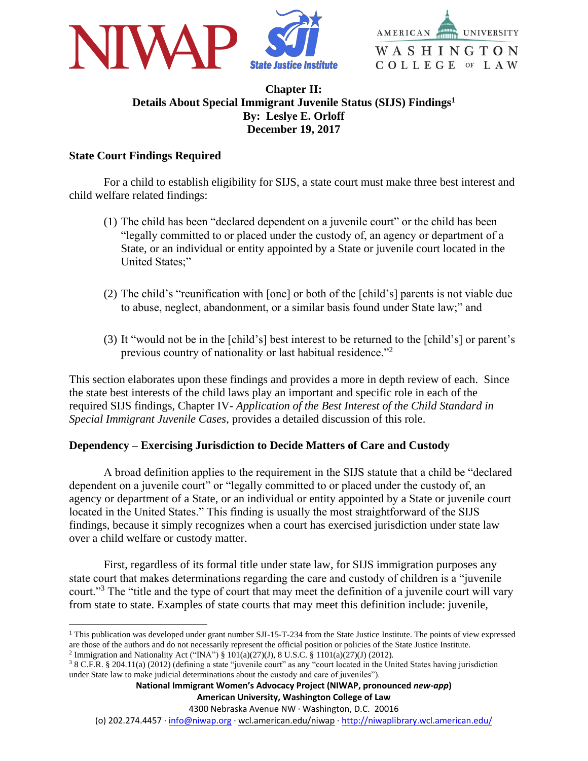# Chapter II: Details About Special Immigrant Juvenile Status (SIJS) Findings[1]

**By: Leslye E. Orloff**

**December 19, 2017**

## State Court Findings Required

For a child to establish eligibility for SIJS, a state court must make three best interest and child welfare related findings:

(1) The child has been "declared dependent on a juvenile court" or the child has been "legally committed to or placed under the custody of, an agency or department of a State, or an individual or entity appointed by a State or juvenile court located in the United States;"

(2) The child's "reunification with [one] or both of the [child's] parents is not viable due to abuse, neglect, abandonment, or a similar basis found under State law;" and

(3) It "would not be in the [child's] best interest to be returned to the [child's] or parent's previous country of nationality or last habitual residence."[2]

This section elaborates upon these findings and provides a more in depth review of each. Since the state best interests of the child laws play an important and specific role in each of the required SIJS findings, Chapter IV- *Application of the Best Interest of the Child Standard in Special Immigrant Juvenile Cases*, provides a detailed discussion of this role.

## Dependency – Exercising Jurisdiction to Decide Matters of Care and Custody

A broad definition applies to the requirement in the SIJS statute that a child be "declared dependent on a juvenile court" or "legally committed to or placed under the custody of, an agency or department of a State, or an individual or entity appointed by a State or juvenile court located in the United States." This finding is usually the most straightforward of the SIJS findings, because it simply recognizes when a court has exercised jurisdiction under state law over a child welfare or custody matter.

First, regardless of its formal title under state law, for SIJS immigration purposes any state court that makes determinations regarding the care and custody of children is a "juvenile court."[3] The "title and the type of court that may meet the definition of a juvenile court will vary from state to state. Examples of state courts that may meet this definition include: juvenile,

---

[1] This publication was developed under grant number SJI-15-T-234 from the State Justice Institute. The points of view expressed are those of the authors and do not necessarily represent the official position or policies of the State Justice Institute.

[2] Immigration and Nationality Act ("INA") § 101(a)(27)(J), 8 U.S.C. § 1101(a)(27)(J) (2012).

[3] 8 C.F.R. § 204.11(a) (2012) (defining a state "juvenile court" as any "court located in the United States having jurisdiction under State law to make judicial determinations about the custody and care of juveniles").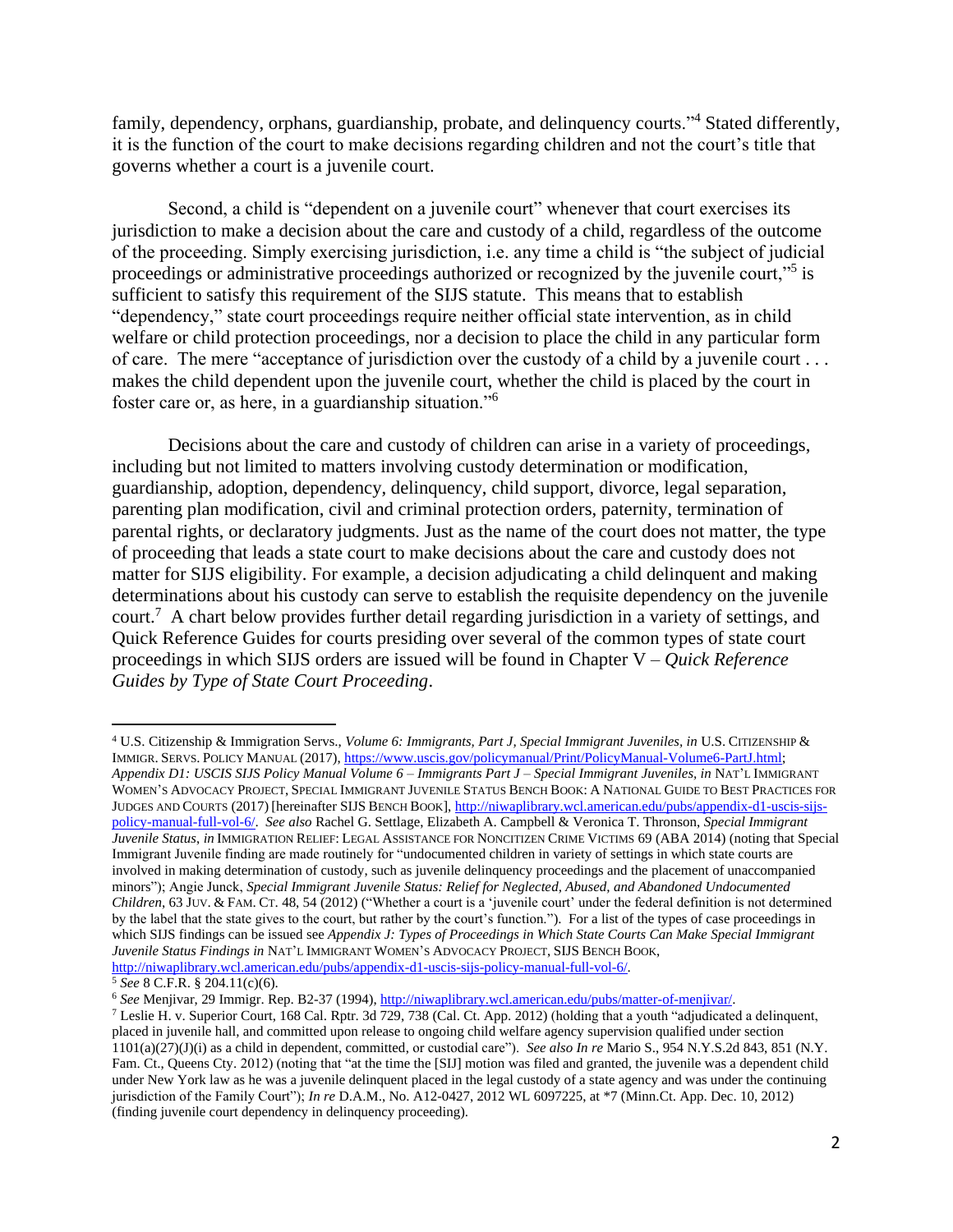family, dependency, orphans, guardianship, probate, and delinquency courts."[4] Stated differently, it is the function of the court to make decisions regarding children and not the court's title that governs whether a court is a juvenile court.

Second, a child is "dependent on a juvenile court" whenever that court exercises its jurisdiction to make a decision about the care and custody of a child, regardless of the outcome of the proceeding. Simply exercising jurisdiction, i.e. any time a child is "the subject of judicial proceedings or administrative proceedings authorized or recognized by the juvenile court,"[5] is sufficient to satisfy this requirement of the SIJS statute. This means that to establish "dependency," state court proceedings require neither official state intervention, as in child welfare or child protection proceedings, nor a decision to place the child in any particular form of care. The mere "acceptance of jurisdiction over the custody of a child by a juvenile court . . . makes the child dependent upon the juvenile court, whether the child is placed by the court in foster care or, as here, in a guardianship situation."[6]

Decisions about the care and custody of children can arise in a variety of proceedings, including but not limited to matters involving custody determination or modification, guardianship, adoption, dependency, delinquency, child support, divorce, legal separation, parenting plan modification, civil and criminal protection orders, paternity, termination of parental rights, or declaratory judgments. Just as the name of the court does not matter, the type of proceeding that leads a state court to make decisions about the care and custody does not matter for SIJS eligibility. For example, a decision adjudicating a child delinquent and making determinations about his custody can serve to establish the requisite dependency on the juvenile court.[7] A chart below provides further detail regarding jurisdiction in a variety of settings, and Quick Reference Guides for courts presiding over several of the common types of state court proceedings in which SIJS orders are issued will be found in Chapter V – *Quick Reference Guides by Type of State Court Proceeding*.

---

[4] U.S. Citizenship & Immigration Servs., *Volume 6: Immigrants, Part J, Special Immigrant Juveniles, in* U.S. CITIZENSHIP & IMMIGR. SERVS. POLICY MANUAL (2017), https://www.uscis.gov/policymanual/Print/PolicyManual-Volume6-PartJ.html; *Appendix D1: USCIS SIJS Policy Manual Volume 6 – Immigrants Part J – Special Immigrant Juveniles, in* NAT'L IMMIGRANT WOMEN'S ADVOCACY PROJECT, SPECIAL IMMIGRANT JUVENILE STATUS BENCH BOOK: A NATIONAL GUIDE TO BEST PRACTICES FOR JUDGES AND COURTS (2017) [hereinafter SIJS BENCH BOOK], http://niwaplibrary.wcl.american.edu/pubs/appendix-d1-uscis-sijs-policy-manual-full-vol-6/. *See also* Rachel G. Settlage, Elizabeth A. Campbell & Veronica T. Thronson, *Special Immigrant Juvenile Status, in* IMMIGRATION RELIEF: LEGAL ASSISTANCE FOR NONCITIZEN CRIME VICTIMS 69 (ABA 2014) (noting that Special Immigrant Juvenile finding are made routinely for "undocumented children in variety of settings in which state courts are involved in making determination of custody, such as juvenile delinquency proceedings and the placement of unaccompanied minors"); Angie Junck, *Special Immigrant Juvenile Status: Relief for Neglected, Abused, and Abandoned Undocumented Children*, 63 JUV. & FAM. CT. 48, 54 (2012) ("Whether a court is a 'juvenile court' under the federal definition is not determined by the label that the state gives to the court, but rather by the court's function."). For a list of the types of case proceedings in which SIJS findings can be issued see *Appendix J: Types of Proceedings in Which State Courts Can Make Special Immigrant Juvenile Status Findings in* NAT'L IMMIGRANT WOMEN'S ADVOCACY PROJECT, SIJS BENCH BOOK, http://niwaplibrary.wcl.american.edu/pubs/appendix-d1-uscis-sijs-policy-manual-full-vol-6/.

[5] *See* 8 C.F.R. § 204.11(c)(6).

[6] *See* Menjivar, 29 Immigr. Rep. B2-37 (1994), http://niwaplibrary.wcl.american.edu/pubs/matter-of-menjivar/.

[7] Leslie H. v. Superior Court, 168 Cal. Rptr. 3d 729, 738 (Cal. Ct. App. 2012) (holding that a youth "adjudicated a delinquent, placed in juvenile hall, and committed upon release to ongoing child welfare agency supervision qualified under section 1101(a)(27)(J)(i) as a child in dependent, committed, or custodial care"). *See also In re* Mario S., 954 N.Y.S.2d 843, 851 (N.Y. Fam. Ct., Queens Cty. 2012) (noting that "at the time the [SIJ] motion was filed and granted, the juvenile was a dependent child under New York law as he was a juvenile delinquent placed in the legal custody of a state agency and was under the continuing jurisdiction of the Family Court"); *In re* D.A.M., No. A12-0427, 2012 WL 6097225, at *7 (Minn.Ct. App. Dec. 10, 2012) (finding juvenile court dependency in delinquency proceeding).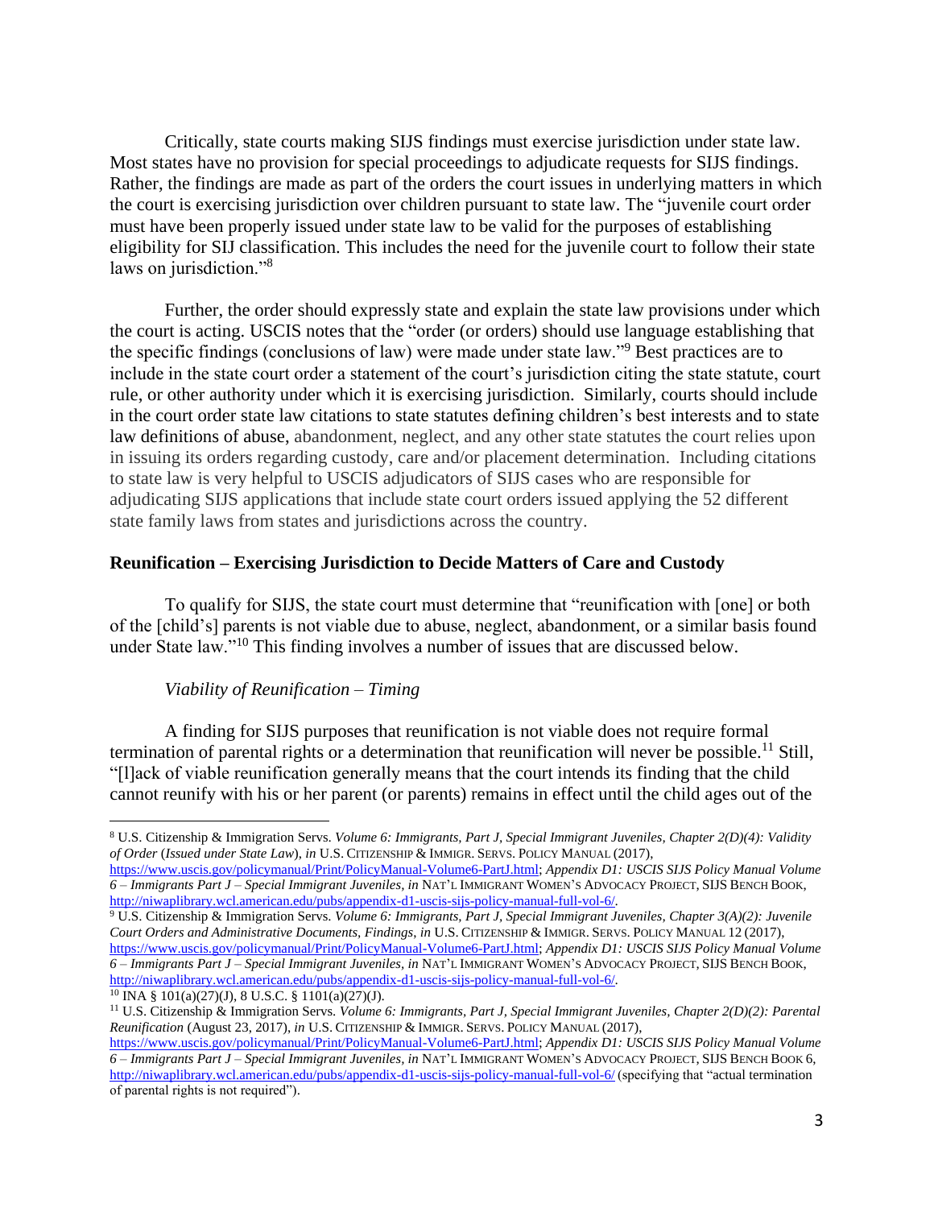Critically, state courts making SIJS findings must exercise jurisdiction under state law. Most states have no provision for special proceedings to adjudicate requests for SIJS findings. Rather, the findings are made as part of the orders the court issues in underlying matters in which the court is exercising jurisdiction over children pursuant to state law. The "juvenile court order must have been properly issued under state law to be valid for the purposes of establishing eligibility for SIJ classification. This includes the need for the juvenile court to follow their state laws on jurisdiction."[8]

Further, the order should expressly state and explain the state law provisions under which the court is acting. USCIS notes that the "order (or orders) should use language establishing that the specific findings (conclusions of law) were made under state law."[9] Best practices are to include in the state court order a statement of the court's jurisdiction citing the state statute, court rule, or other authority under which it is exercising jurisdiction. Similarly, courts should include in the court order state law citations to state statutes defining children's best interests and to state law definitions of abuse, abandonment, neglect, and any other state statutes the court relies upon in issuing its orders regarding custody, care and/or placement determination. Including citations to state law is very helpful to USCIS adjudicators of SIJS cases who are responsible for adjudicating SIJS applications that include state court orders issued applying the 52 different state family laws from states and jurisdictions across the country.

**Reunification – Exercising Jurisdiction to Decide Matters of Care and Custody**

To qualify for SIJS, the state court must determine that "reunification with [one] or both of the [child's] parents is not viable due to abuse, neglect, abandonment, or a similar basis found under State law."[10] This finding involves a number of issues that are discussed below.

*Viability of Reunification – Timing*

A finding for SIJS purposes that reunification is not viable does not require formal termination of parental rights or a determination that reunification will never be possible.[11] Still, "[l]ack of viable reunification generally means that the court intends its finding that the child cannot reunify with his or her parent (or parents) remains in effect until the child ages out of the

---

[8] U.S. Citizenship & Immigration Servs. *Volume 6: Immigrants, Part J, Special Immigrant Juveniles, Chapter 2(D)(4): Validity of Order* (*Issued under State Law*), *in* U.S. CITIZENSHIP & IMMIGR. SERVS. POLICY MANUAL (2017), https://www.uscis.gov/policymanual/Print/PolicyManual-Volume6-PartJ.html; *Appendix D1: USCIS SIJS Policy Manual Volume 6 – Immigrants Part J – Special Immigrant Juveniles*, *in* NAT'L IMMIGRANT WOMEN'S ADVOCACY PROJECT, SIJS BENCH BOOK, http://niwaplibrary.wcl.american.edu/pubs/appendix-d1-uscis-sijs-policy-manual-full-vol-6/.

[9] U.S. Citizenship & Immigration Servs. *Volume 6: Immigrants, Part J, Special Immigrant Juveniles, Chapter 3(A)(2): Juvenile Court Orders and Administrative Documents, Findings*, *in* U.S. CITIZENSHIP & IMMIGR. SERVS. POLICY MANUAL 12 (2017), https://www.uscis.gov/policymanual/Print/PolicyManual-Volume6-PartJ.html; *Appendix D1: USCIS SIJS Policy Manual Volume 6 – Immigrants Part J – Special Immigrant Juveniles*, *in* NAT'L IMMIGRANT WOMEN'S ADVOCACY PROJECT, SIJS BENCH BOOK, http://niwaplibrary.wcl.american.edu/pubs/appendix-d1-uscis-sijs-policy-manual-full-vol-6/.

[10] INA § 101(a)(27)(J), 8 U.S.C. § 1101(a)(27)(J).

[11] U.S. Citizenship & Immigration Servs. *Volume 6: Immigrants, Part J, Special Immigrant Juveniles, Chapter 2(D)(2): Parental Reunification* (August 23, 2017), *in* U.S. CITIZENSHIP & IMMIGR. SERVS. POLICY MANUAL (2017), https://www.uscis.gov/policymanual/Print/PolicyManual-Volume6-PartJ.html; *Appendix D1: USCIS SIJS Policy Manual Volume 6 – Immigrants Part J – Special Immigrant Juveniles*, *in* NAT'L IMMIGRANT WOMEN'S ADVOCACY PROJECT, SIJS BENCH BOOK 6, http://niwaplibrary.wcl.american.edu/pubs/appendix-d1-uscis-sijs-policy-manual-full-vol-6/ (specifying that "actual termination of parental rights is not required").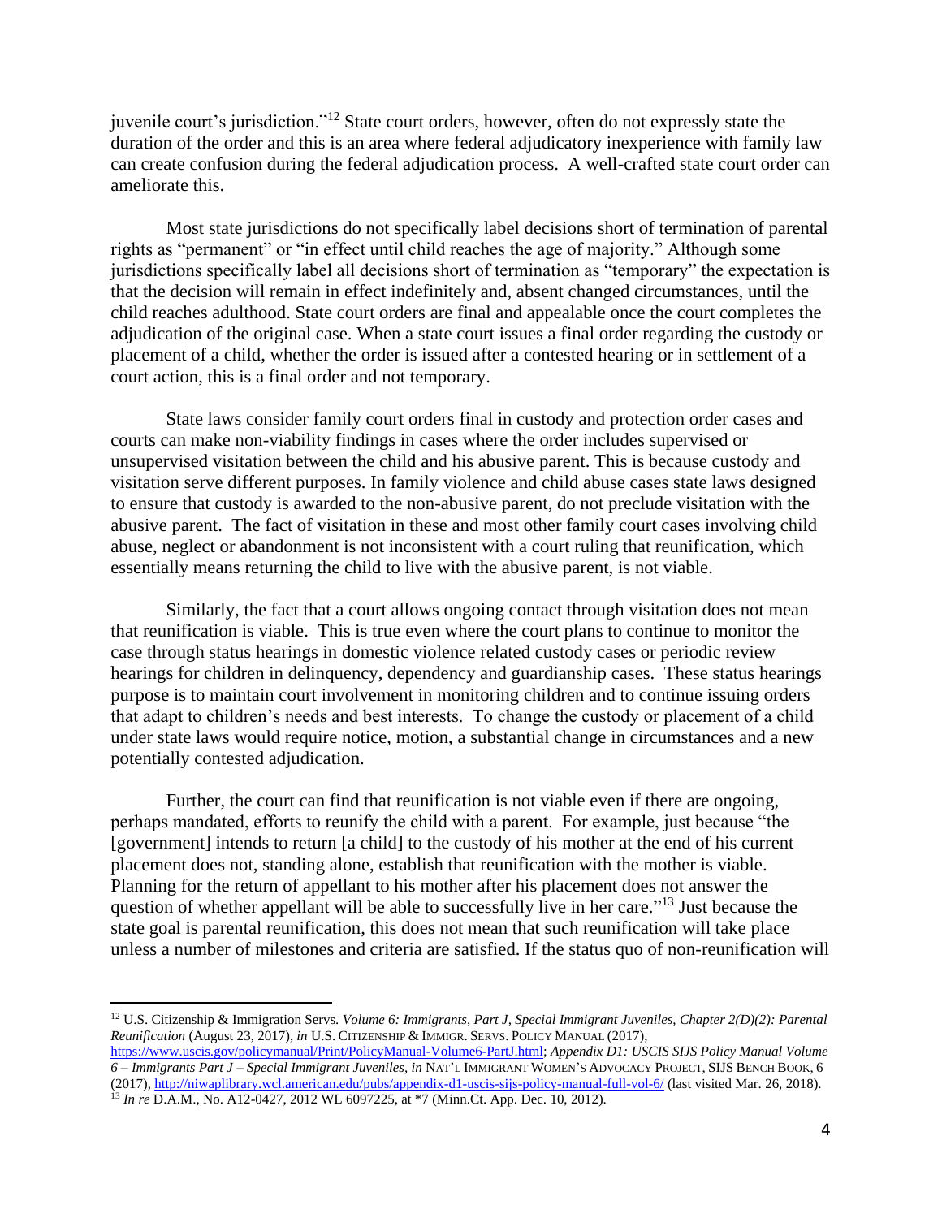juvenile court's jurisdiction."[12] State court orders, however, often do not expressly state the duration of the order and this is an area where federal adjudicatory inexperience with family law can create confusion during the federal adjudication process. A well-crafted state court order can ameliorate this.

Most state jurisdictions do not specifically label decisions short of termination of parental rights as "permanent" or "in effect until child reaches the age of majority." Although some jurisdictions specifically label all decisions short of termination as "temporary" the expectation is that the decision will remain in effect indefinitely and, absent changed circumstances, until the child reaches adulthood. State court orders are final and appealable once the court completes the adjudication of the original case. When a state court issues a final order regarding the custody or placement of a child, whether the order is issued after a contested hearing or in settlement of a court action, this is a final order and not temporary.

State laws consider family court orders final in custody and protection order cases and courts can make non-viability findings in cases where the order includes supervised or unsupervised visitation between the child and his abusive parent. This is because custody and visitation serve different purposes. In family violence and child abuse cases state laws designed to ensure that custody is awarded to the non-abusive parent, do not preclude visitation with the abusive parent. The fact of visitation in these and most other family court cases involving child abuse, neglect or abandonment is not inconsistent with a court ruling that reunification, which essentially means returning the child to live with the abusive parent, is not viable.

Similarly, the fact that a court allows ongoing contact through visitation does not mean that reunification is viable. This is true even where the court plans to continue to monitor the case through status hearings in domestic violence related custody cases or periodic review hearings for children in delinquency, dependency and guardianship cases. These status hearings purpose is to maintain court involvement in monitoring children and to continue issuing orders that adapt to children's needs and best interests. To change the custody or placement of a child under state laws would require notice, motion, a substantial change in circumstances and a new potentially contested adjudication.

Further, the court can find that reunification is not viable even if there are ongoing, perhaps mandated, efforts to reunify the child with a parent. For example, just because "the [government] intends to return [a child] to the custody of his mother at the end of his current placement does not, standing alone, establish that reunification with the mother is viable. Planning for the return of appellant to his mother after his placement does not answer the question of whether appellant will be able to successfully live in her care."[13] Just because the state goal is parental reunification, this does not mean that such reunification will take place unless a number of milestones and criteria are satisfied. If the status quo of non-reunification will

---

[12] U.S. Citizenship & Immigration Servs. *Volume 6: Immigrants, Part J, Special Immigrant Juveniles, Chapter 2(D)(2): Parental Reunification* (August 23, 2017), *in* U.S. CITIZENSHIP & IMMIGR. SERVS. POLICY MANUAL (2017), https://www.uscis.gov/policymanual/Print/PolicyManual-Volume6-PartJ.html; *Appendix D1: USCIS SIJS Policy Manual Volume 6 – Immigrants Part J – Special Immigrant Juveniles, in* NAT'L IMMIGRANT WOMEN'S ADVOCACY PROJECT, SIJS BENCH BOOK, 6 (2017), http://niwaplibrary.wcl.american.edu/pubs/appendix-d1-uscis-sijs-policy-manual-full-vol-6/ (last visited Mar. 26, 2018).

[13] *In re* D.A.M., No. A12-0427, 2012 WL 6097225, at *7 (Minn.Ct. App. Dec. 10, 2012).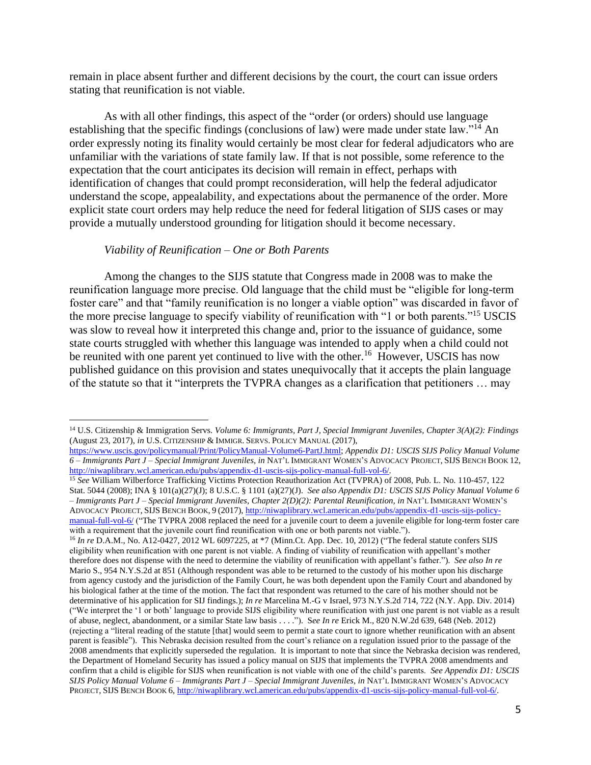remain in place absent further and different decisions by the court, the court can issue orders stating that reunification is not viable.

As with all other findings, this aspect of the "order (or orders) should use language establishing that the specific findings (conclusions of law) were made under state law."[14] An order expressly noting its finality would certainly be most clear for federal adjudicators who are unfamiliar with the variations of state family law. If that is not possible, some reference to the expectation that the court anticipates its decision will remain in effect, perhaps with identification of changes that could prompt reconsideration, will help the federal adjudicator understand the scope, appealability, and expectations about the permanence of the order. More explicit state court orders may help reduce the need for federal litigation of SIJS cases or may provide a mutually understood grounding for litigation should it become necessary.

*Viability of Reunification – One or Both Parents*

Among the changes to the SIJS statute that Congress made in 2008 was to make the reunification language more precise. Old language that the child must be "eligible for long-term foster care" and that "family reunification is no longer a viable option" was discarded in favor of the more precise language to specify viability of reunification with "1 or both parents."[15] USCIS was slow to reveal how it interpreted this change and, prior to the issuance of guidance, some state courts struggled with whether this language was intended to apply when a child could not be reunited with one parent yet continued to live with the other.[16] However, USCIS has now published guidance on this provision and states unequivocally that it accepts the plain language of the statute so that it "interprets the TVPRA changes as a clarification that petitioners … may

---

[14] U.S. Citizenship & Immigration Servs. *Volume 6: Immigrants, Part J, Special Immigrant Juveniles, Chapter 3(A)(2): Findings* (August 23, 2017), *in* U.S. CITIZENSHIP & IMMIGR. SERVS. POLICY MANUAL (2017), https://www.uscis.gov/policymanual/Print/PolicyManual-Volume6-PartJ.html; *Appendix D1: USCIS SIJS Policy Manual Volume 6 – Immigrants Part J – Special Immigrant Juveniles, in* NAT'L IMMIGRANT WOMEN'S ADVOCACY PROJECT, SIJS BENCH BOOK 12, http://niwaplibrary.wcl.american.edu/pubs/appendix-d1-uscis-sijs-policy-manual-full-vol-6/.

[15] *See* William Wilberforce Trafficking Victims Protection Reauthorization Act (TVPRA) of 2008, Pub. L. No. 110-457, 122 Stat. 5044 (2008); INA § 101(a)(27)(J); 8 U.S.C. § 1101 (a)(27)(J). *See also Appendix D1: USCIS SIJS Policy Manual Volume 6 – Immigrants Part J – Special Immigrant Juveniles, Chapter 2(D)(2): Parental Reunification, in* NAT'L IMMIGRANT WOMEN'S ADVOCACY PROJECT, SIJS BENCH BOOK, 9 (2017), http://niwaplibrary.wcl.american.edu/pubs/appendix-d1-uscis-sijs-policy-manual-full-vol-6/ ("The TVPRA 2008 replaced the need for a juvenile court to deem a juvenile eligible for long-term foster care with a requirement that the juvenile court find reunification with one or both parents not viable.").

[16] *In re* D.A.M., No. A12-0427, 2012 WL 6097225, at *7 (Minn.Ct. App. Dec. 10, 2012) ("The federal statute confers SIJS eligibility when reunification with one parent is not viable. A finding of viability of reunification with appellant's mother therefore does not dispense with the need to determine the viability of reunification with appellant's father."). *See also In re* Mario S., 954 N.Y.S.2d at 851 (Although respondent was able to be returned to the custody of his mother upon his discharge from agency custody and the jurisdiction of the Family Court, he was both dependent upon the Family Court and abandoned by his biological father at the time of the motion. The fact that respondent was returned to the care of his mother should not be determinative of his application for SIJ findings.); *In re* Marcelina M.-G v Israel, 973 N.Y.S.2d 714, 722 (N.Y. App. Div. 2014) ("We interpret the '1 or both' language to provide SIJS eligibility where reunification with just one parent is not viable as a result of abuse, neglect, abandonment, or a similar State law basis . . . ."). *See In re* Erick M., 820 N.W.2d 639, 648 (Neb. 2012) (rejecting a "literal reading of the statute [that] would seem to permit a state court to ignore whether reunification with an absent parent is feasible"). This Nebraska decision resulted from the court's reliance on a regulation issued prior to the passage of the 2008 amendments that explicitly superseded the regulation. It is important to note that since the Nebraska decision was rendered, the Department of Homeland Security has issued a policy manual on SIJS that implements the TVPRA 2008 amendments and confirm that a child is eligible for SIJS when reunification is not viable with one of the child's parents. *See Appendix D1: USCIS SIJS Policy Manual Volume 6 – Immigrants Part J – Special Immigrant Juveniles, in* NAT'L IMMIGRANT WOMEN'S ADVOCACY PROJECT, SIJS BENCH BOOK 6, http://niwaplibrary.wcl.american.edu/pubs/appendix-d1-uscis-sijs-policy-manual-full-vol-6/.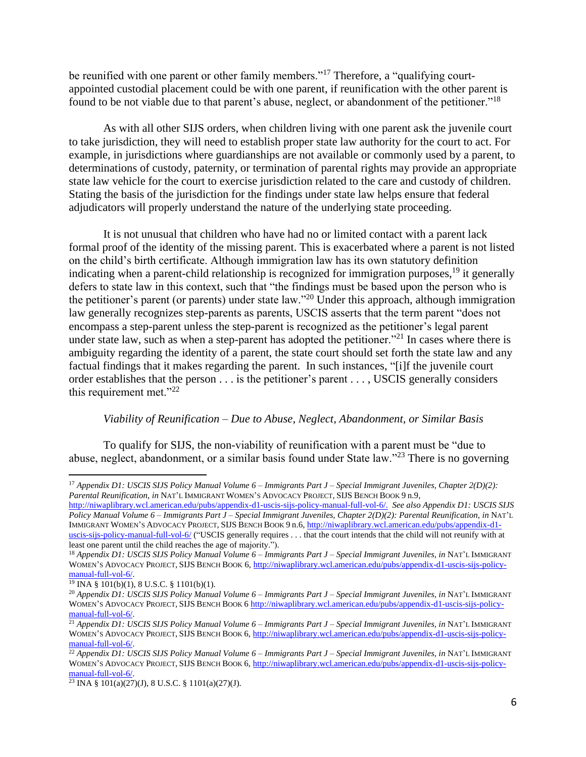be reunified with one parent or other family members."[17] Therefore, a "qualifying court-appointed custodial placement could be with one parent, if reunification with the other parent is found to be not viable due to that parent's abuse, neglect, or abandonment of the petitioner."[18]

As with all other SIJS orders, when children living with one parent ask the juvenile court to take jurisdiction, they will need to establish proper state law authority for the court to act. For example, in jurisdictions where guardianships are not available or commonly used by a parent, to determinations of custody, paternity, or termination of parental rights may provide an appropriate state law vehicle for the court to exercise jurisdiction related to the care and custody of children. Stating the basis of the jurisdiction for the findings under state law helps ensure that federal adjudicators will properly understand the nature of the underlying state proceeding.

It is not unusual that children who have had no or limited contact with a parent lack formal proof of the identity of the missing parent. This is exacerbated where a parent is not listed on the child's birth certificate. Although immigration law has its own statutory definition indicating when a parent-child relationship is recognized for immigration purposes,[19] it generally defers to state law in this context, such that "the findings must be based upon the person who is the petitioner's parent (or parents) under state law."[20] Under this approach, although immigration law generally recognizes step-parents as parents, USCIS asserts that the term parent "does not encompass a step-parent unless the step-parent is recognized as the petitioner's legal parent under state law, such as when a step-parent has adopted the petitioner."[21] In cases where there is ambiguity regarding the identity of a parent, the state court should set forth the state law and any factual findings that it makes regarding the parent. In such instances, "[i]f the juvenile court order establishes that the person . . . is the petitioner's parent . . . , USCIS generally considers this requirement met."[22]

*Viability of Reunification – Due to Abuse, Neglect, Abandonment, or Similar Basis*

To qualify for SIJS, the non-viability of reunification with a parent must be "due to abuse, neglect, abandonment, or a similar basis found under State law."[23] There is no governing

---

[17] *Appendix D1: USCIS SIJS Policy Manual Volume 6 – Immigrants Part J – Special Immigrant Juveniles, Chapter 2(D)(2): Parental Reunification, in* NAT'L IMMIGRANT WOMEN'S ADVOCACY PROJECT, SIJS BENCH BOOK 9 n.9, http://niwaplibrary.wcl.american.edu/pubs/appendix-d1-uscis-sijs-policy-manual-full-vol-6/. *See also Appendix D1: USCIS SIJS Policy Manual Volume 6 – Immigrants Part J – Special Immigrant Juveniles, Chapter 2(D)(2): Parental Reunification, in* NAT'L IMMIGRANT WOMEN'S ADVOCACY PROJECT, SIJS BENCH BOOK 9 n.6, http://niwaplibrary.wcl.american.edu/pubs/appendix-d1-uscis-sijs-policy-manual-full-vol-6/ ("USCIS generally requires . . . that the court intends that the child will not reunify with at least one parent until the child reaches the age of majority.").

[18] *Appendix D1: USCIS SIJS Policy Manual Volume 6 – Immigrants Part J – Special Immigrant Juveniles, in* NAT'L IMMIGRANT WOMEN'S ADVOCACY PROJECT, SIJS BENCH BOOK 6, http://niwaplibrary.wcl.american.edu/pubs/appendix-d1-uscis-sijs-policy-manual-full-vol-6/.

[19] INA § 101(b)(1), 8 U.S.C. § 1101(b)(1).

[20] *Appendix D1: USCIS SIJS Policy Manual Volume 6 – Immigrants Part J – Special Immigrant Juveniles, in* NAT'L IMMIGRANT WOMEN'S ADVOCACY PROJECT, SIJS BENCH BOOK 6 http://niwaplibrary.wcl.american.edu/pubs/appendix-d1-uscis-sijs-policy-manual-full-vol-6/.

[21] *Appendix D1: USCIS SIJS Policy Manual Volume 6 – Immigrants Part J – Special Immigrant Juveniles, in* NAT'L IMMIGRANT WOMEN'S ADVOCACY PROJECT, SIJS BENCH BOOK 6, http://niwaplibrary.wcl.american.edu/pubs/appendix-d1-uscis-sijs-policy-manual-full-vol-6/.

[22] *Appendix D1: USCIS SIJS Policy Manual Volume 6 – Immigrants Part J – Special Immigrant Juveniles, in* NAT'L IMMIGRANT WOMEN'S ADVOCACY PROJECT, SIJS BENCH BOOK 6, http://niwaplibrary.wcl.american.edu/pubs/appendix-d1-uscis-sijs-policy-manual-full-vol-6/.

[23] INA § 101(a)(27)(J), 8 U.S.C. § 1101(a)(27)(J).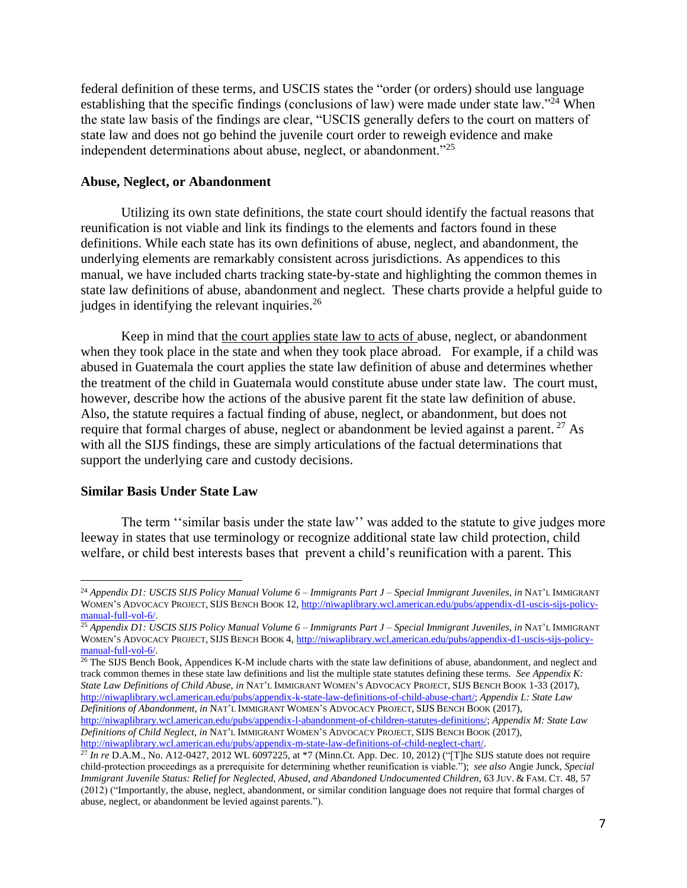federal definition of these terms, and USCIS states the "order (or orders) should use language establishing that the specific findings (conclusions of law) were made under state law."[24] When the state law basis of the findings are clear, "USCIS generally defers to the court on matters of state law and does not go behind the juvenile court order to reweigh evidence and make independent determinations about abuse, neglect, or abandonment."[25]

**Abuse, Neglect, or Abandonment**

Utilizing its own state definitions, the state court should identify the factual reasons that reunification is not viable and link its findings to the elements and factors found in these definitions. While each state has its own definitions of abuse, neglect, and abandonment, the underlying elements are remarkably consistent across jurisdictions. As appendices to this manual, we have included charts tracking state-by-state and highlighting the common themes in state law definitions of abuse, abandonment and neglect. These charts provide a helpful guide to judges in identifying the relevant inquiries.[26]

Keep in mind that the court applies state law to acts of abuse, neglect, or abandonment when they took place in the state and when they took place abroad. For example, if a child was abused in Guatemala the court applies the state law definition of abuse and determines whether the treatment of the child in Guatemala would constitute abuse under state law. The court must, however, describe how the actions of the abusive parent fit the state law definition of abuse. Also, the statute requires a factual finding of abuse, neglect, or abandonment, but does not require that formal charges of abuse, neglect or abandonment be levied against a parent.[27] As with all the SIJS findings, these are simply articulations of the factual determinations that support the underlying care and custody decisions.

**Similar Basis Under State Law**

The term ''similar basis under the state law'' was added to the statute to give judges more leeway in states that use terminology or recognize additional state law child protection, child welfare, or child best interests bases that prevent a child's reunification with a parent. This

---

[24] *Appendix D1: USCIS SIJS Policy Manual Volume 6 – Immigrants Part J – Special Immigrant Juveniles, in* NAT'L IMMIGRANT WOMEN'S ADVOCACY PROJECT, SIJS BENCH BOOK 12, http://niwaplibrary.wcl.american.edu/pubs/appendix-d1-uscis-sijs-policy-manual-full-vol-6/.

[25] *Appendix D1: USCIS SIJS Policy Manual Volume 6 – Immigrants Part J – Special Immigrant Juveniles, in* NAT'L IMMIGRANT WOMEN'S ADVOCACY PROJECT, SIJS BENCH BOOK 4, http://niwaplibrary.wcl.american.edu/pubs/appendix-d1-uscis-sijs-policy-manual-full-vol-6/.

[26] The SIJS Bench Book, Appendices K-M include charts with the state law definitions of abuse, abandonment, and neglect and track common themes in these state law definitions and list the multiple state statutes defining these terms. *See Appendix K: State Law Definitions of Child Abuse, in* NAT'L IMMIGRANT WOMEN'S ADVOCACY PROJECT, SIJS BENCH BOOK 1-33 (2017), http://niwaplibrary.wcl.american.edu/pubs/appendix-k-state-law-definitions-of-child-abuse-chart/; *Appendix L: State Law Definitions of Abandonment, in* NAT'L IMMIGRANT WOMEN'S ADVOCACY PROJECT, SIJS BENCH BOOK (2017), http://niwaplibrary.wcl.american.edu/pubs/appendix-l-abandonment-of-children-statutes-definitions/; *Appendix M: State Law Definitions of Child Neglect, in* NAT'L IMMIGRANT WOMEN'S ADVOCACY PROJECT, SIJS BENCH BOOK (2017), http://niwaplibrary.wcl.american.edu/pubs/appendix-m-state-law-definitions-of-child-neglect-chart/.

[27] *In re* D.A.M., No. A12-0427, 2012 WL 6097225, at *7 (Minn.Ct. App. Dec. 10, 2012) ("[T]he SIJS statute does not require child-protection proceedings as a prerequisite for determining whether reunification is viable."); *see also* Angie Junck, *Special Immigrant Juvenile Status: Relief for Neglected, Abused, and Abandoned Undocumented Children,* 63 JUV. & FAM. CT. 48, 57 (2012) ("Importantly, the abuse, neglect, abandonment, or similar condition language does not require that formal charges of abuse, neglect, or abandonment be levied against parents.").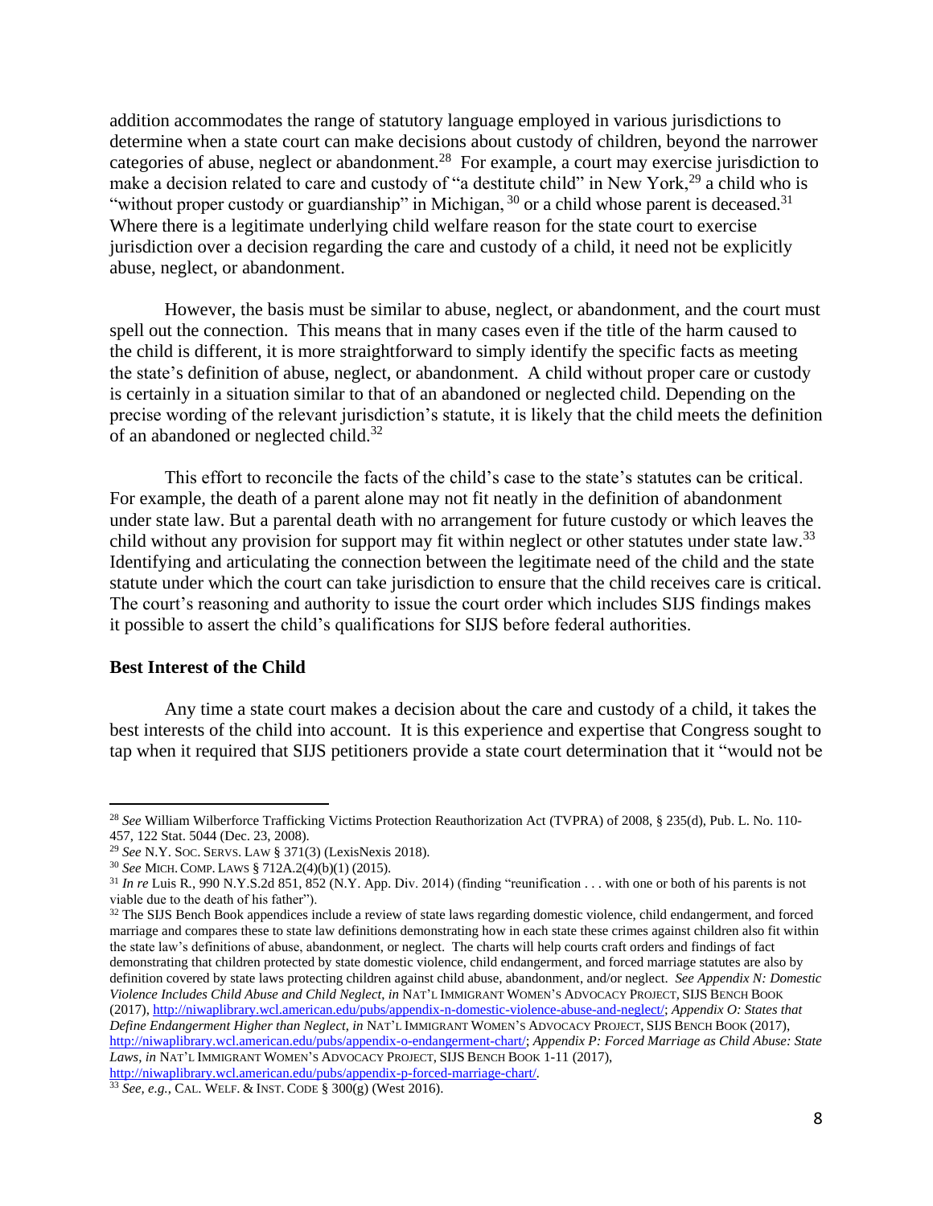addition accommodates the range of statutory language employed in various jurisdictions to determine when a state court can make decisions about custody of children, beyond the narrower categories of abuse, neglect or abandonment.[28] For example, a court may exercise jurisdiction to make a decision related to care and custody of "a destitute child" in New York,[29] a child who is "without proper custody or guardianship" in Michigan,[30] or a child whose parent is deceased.[31] Where there is a legitimate underlying child welfare reason for the state court to exercise jurisdiction over a decision regarding the care and custody of a child, it need not be explicitly abuse, neglect, or abandonment.

However, the basis must be similar to abuse, neglect, or abandonment, and the court must spell out the connection. This means that in many cases even if the title of the harm caused to the child is different, it is more straightforward to simply identify the specific facts as meeting the state's definition of abuse, neglect, or abandonment. A child without proper care or custody is certainly in a situation similar to that of an abandoned or neglected child. Depending on the precise wording of the relevant jurisdiction's statute, it is likely that the child meets the definition of an abandoned or neglected child.[32]

This effort to reconcile the facts of the child's case to the state's statutes can be critical. For example, the death of a parent alone may not fit neatly in the definition of abandonment under state law. But a parental death with no arrangement for future custody or which leaves the child without any provision for support may fit within neglect or other statutes under state law.[33] Identifying and articulating the connection between the legitimate need of the child and the state statute under which the court can take jurisdiction to ensure that the child receives care is critical. The court's reasoning and authority to issue the court order which includes SIJS findings makes it possible to assert the child's qualifications for SIJS before federal authorities.

**Best Interest of the Child**

Any time a state court makes a decision about the care and custody of a child, it takes the best interests of the child into account. It is this experience and expertise that Congress sought to tap when it required that SIJS petitioners provide a state court determination that it "would not be

---

[28] *See* William Wilberforce Trafficking Victims Protection Reauthorization Act (TVPRA) of 2008, § 235(d), Pub. L. No. 110-457, 122 Stat. 5044 (Dec. 23, 2008).

[29] *See* N.Y. SOC. SERVS. LAW § 371(3) (LexisNexis 2018).

[30] *See* MICH. COMP. LAWS § 712A.2(4)(b)(1) (2015).

[31] *In re* Luis R., 990 N.Y.S.2d 851, 852 (N.Y. App. Div. 2014) (finding "reunification . . . with one or both of his parents is not viable due to the death of his father").

[32] The SIJS Bench Book appendices include a review of state laws regarding domestic violence, child endangerment, and forced marriage and compares these to state law definitions demonstrating how in each state these crimes against children also fit within the state law's definitions of abuse, abandonment, or neglect. The charts will help courts craft orders and findings of fact demonstrating that children protected by state domestic violence, child endangerment, and forced marriage statutes are also by definition covered by state laws protecting children against child abuse, abandonment, and/or neglect. *See Appendix N: Domestic Violence Includes Child Abuse and Child Neglect*, *in* NAT'L IMMIGRANT WOMEN'S ADVOCACY PROJECT, SIJS BENCH BOOK (2017), http://niwaplibrary.wcl.american.edu/pubs/appendix-n-domestic-violence-abuse-and-neglect/; *Appendix O: States that Define Endangerment Higher than Neglect*, *in* NAT'L IMMIGRANT WOMEN'S ADVOCACY PROJECT, SIJS BENCH BOOK (2017), http://niwaplibrary.wcl.american.edu/pubs/appendix-o-endangerment-chart/; *Appendix P: Forced Marriage as Child Abuse: State Laws*, *in* NAT'L IMMIGRANT WOMEN'S ADVOCACY PROJECT, SIJS BENCH BOOK 1-11 (2017), http://niwaplibrary.wcl.american.edu/pubs/appendix-p-forced-marriage-chart/.

[33] *See, e.g.*, CAL. WELF. & INST. CODE § 300(g) (West 2016).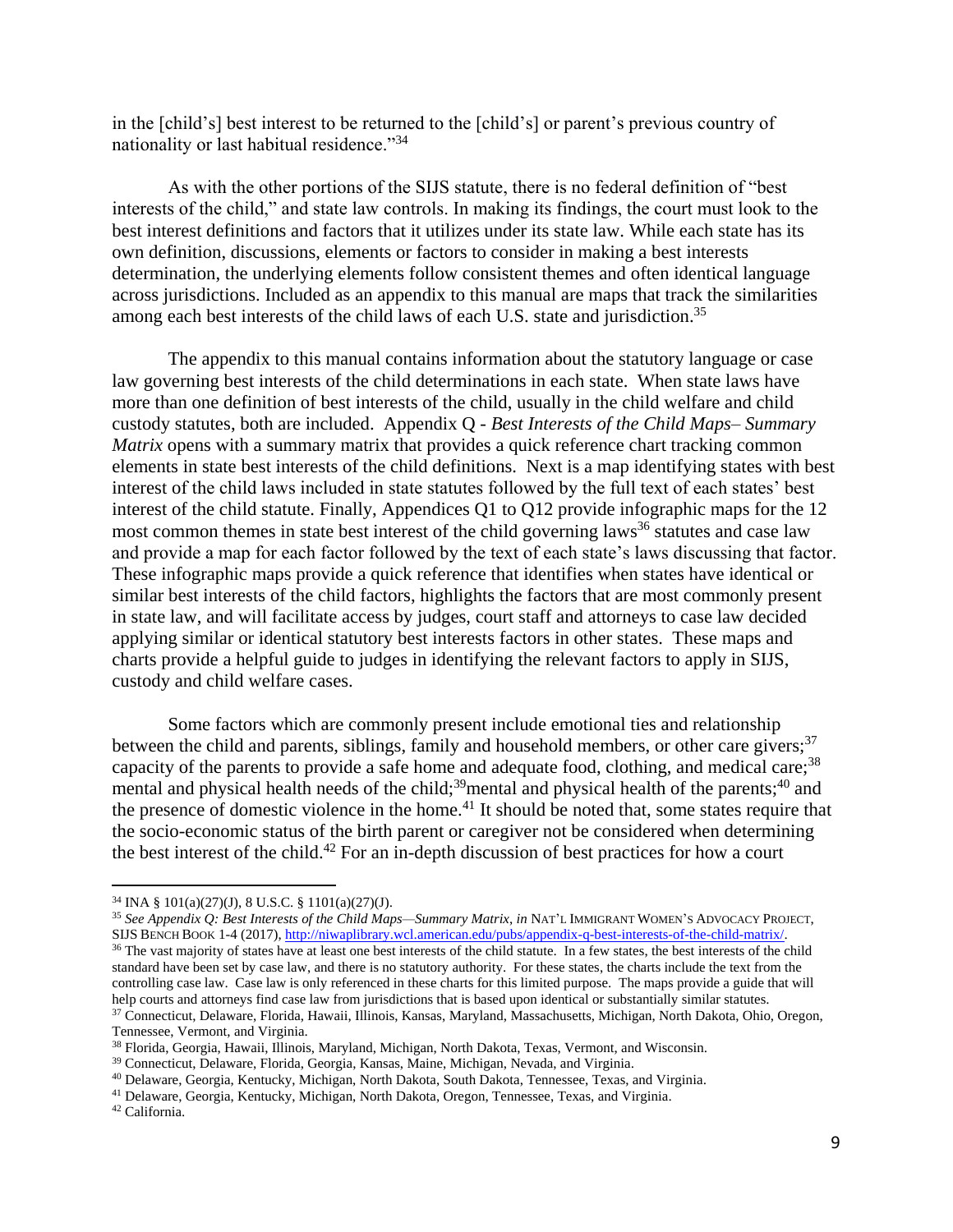in the [child's] best interest to be returned to the [child's] or parent's previous country of nationality or last habitual residence."[34]

As with the other portions of the SIJS statute, there is no federal definition of "best interests of the child," and state law controls. In making its findings, the court must look to the best interest definitions and factors that it utilizes under its state law. While each state has its own definition, discussions, elements or factors to consider in making a best interests determination, the underlying elements follow consistent themes and often identical language across jurisdictions. Included as an appendix to this manual are maps that track the similarities among each best interests of the child laws of each U.S. state and jurisdiction.[35]

The appendix to this manual contains information about the statutory language or case law governing best interests of the child determinations in each state. When state laws have more than one definition of best interests of the child, usually in the child welfare and child custody statutes, both are included. Appendix Q - *Best Interests of the Child Maps– Summary Matrix* opens with a summary matrix that provides a quick reference chart tracking common elements in state best interests of the child definitions. Next is a map identifying states with best interest of the child laws included in state statutes followed by the full text of each states' best interest of the child statute. Finally, Appendices Q1 to Q12 provide infographic maps for the 12 most common themes in state best interest of the child governing laws[36] statutes and case law and provide a map for each factor followed by the text of each state's laws discussing that factor. These infographic maps provide a quick reference that identifies when states have identical or similar best interests of the child factors, highlights the factors that are most commonly present in state law, and will facilitate access by judges, court staff and attorneys to case law decided applying similar or identical statutory best interests factors in other states. These maps and charts provide a helpful guide to judges in identifying the relevant factors to apply in SIJS, custody and child welfare cases.

Some factors which are commonly present include emotional ties and relationship between the child and parents, siblings, family and household members, or other care givers;[37] capacity of the parents to provide a safe home and adequate food, clothing, and medical care;[38] mental and physical health needs of the child;[39] mental and physical health of the parents;[40] and the presence of domestic violence in the home.[41] It should be noted that, some states require that the socio-economic status of the birth parent or caregiver not be considered when determining the best interest of the child.[42] For an in-depth discussion of best practices for how a court

---

[34] INA § 101(a)(27)(J), 8 U.S.C. § 1101(a)(27)(J).

[35] *See Appendix Q: Best Interests of the Child Maps—Summary Matrix*, *in* NAT'L IMMIGRANT WOMEN'S ADVOCACY PROJECT, SIJS BENCH BOOK 1-4 (2017), http://niwaplibrary.wcl.american.edu/pubs/appendix-q-best-interests-of-the-child-matrix/.

[36] The vast majority of states have at least one best interests of the child statute. In a few states, the best interests of the child standard have been set by case law, and there is no statutory authority. For these states, the charts include the text from the controlling case law. Case law is only referenced in these charts for this limited purpose. The maps provide a guide that will help courts and attorneys find case law from jurisdictions that is based upon identical or substantially similar statutes.

[37] Connecticut, Delaware, Florida, Hawaii, Illinois, Kansas, Maryland, Massachusetts, Michigan, North Dakota, Ohio, Oregon, Tennessee, Vermont, and Virginia.

[38] Florida, Georgia, Hawaii, Illinois, Maryland, Michigan, North Dakota, Texas, Vermont, and Wisconsin.

[39] Connecticut, Delaware, Florida, Georgia, Kansas, Maine, Michigan, Nevada, and Virginia.

[40] Delaware, Georgia, Kentucky, Michigan, North Dakota, South Dakota, Tennessee, Texas, and Virginia.

[41] Delaware, Georgia, Kentucky, Michigan, North Dakota, Oregon, Tennessee, Texas, and Virginia.

[42] California.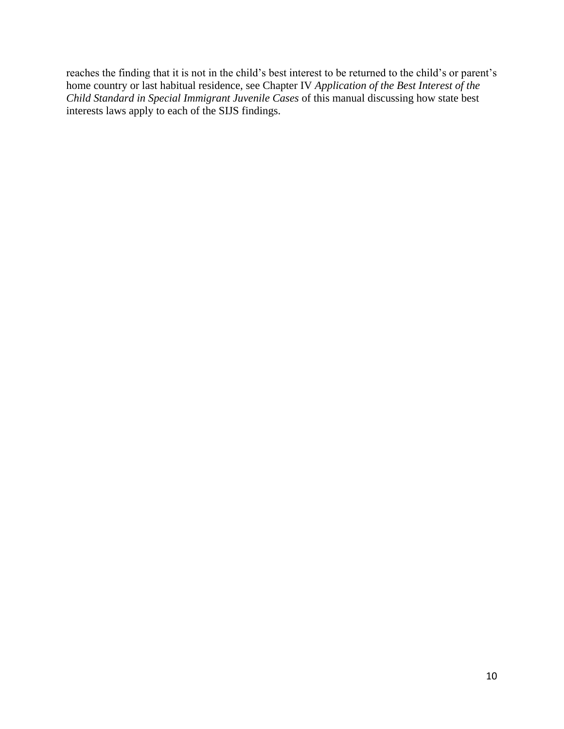reaches the finding that it is not in the child's best interest to be returned to the child's or parent's home country or last habitual residence, see Chapter IV *Application of the Best Interest of the Child Standard in Special Immigrant Juvenile Cases* of this manual discussing how state best interests laws apply to each of the SIJS findings.